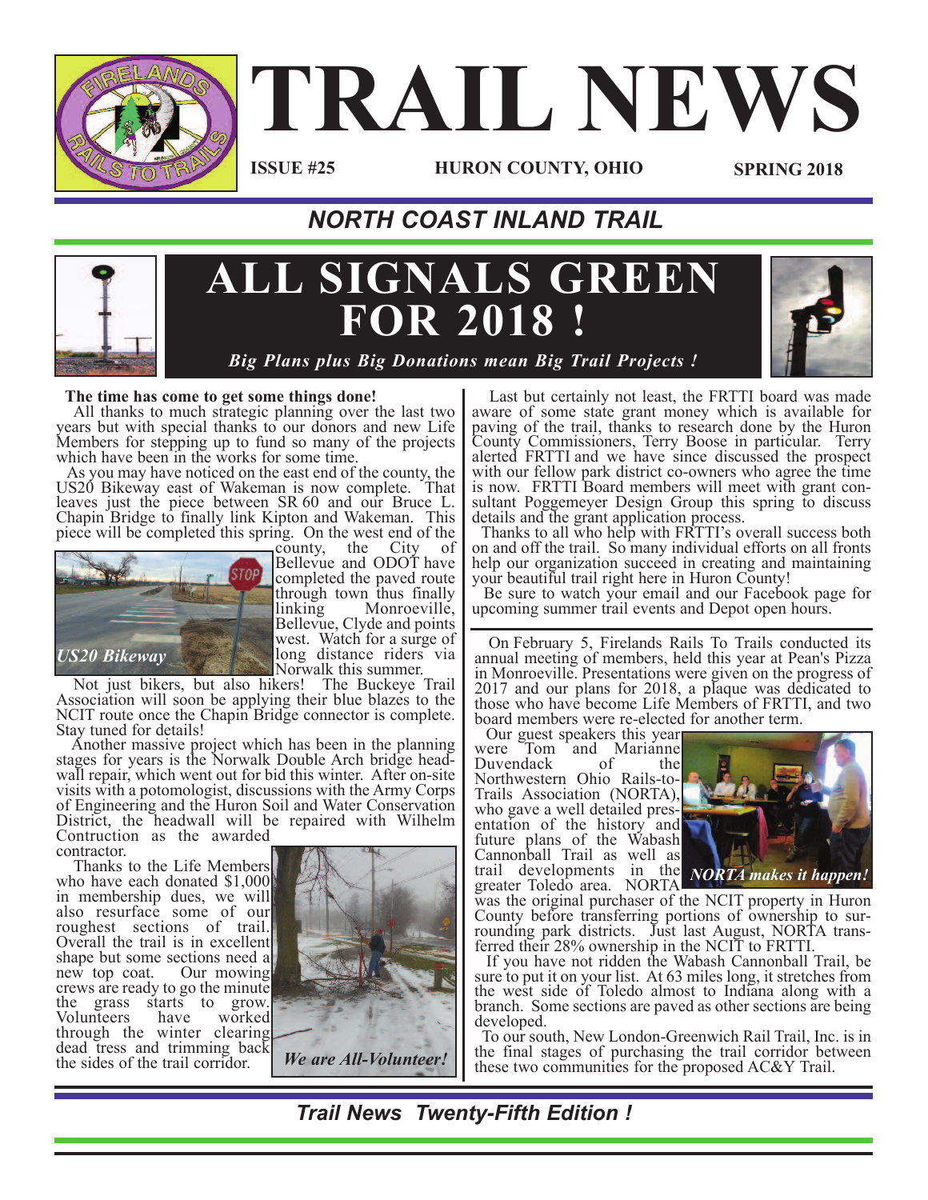# TRAIL NEWS

**ISSUE #25** **HURON COUNTY, OHIO** **SPRING 2018**

## *NORTH COAST INLAND TRAIL*

# ALL SIGNALS GREEN FOR 2018 !

***Big Plans plus Big Donations mean Big Trail Projects !***

**The time has come to get some things done!**

All thanks to much strategic planning over the last two years but with special thanks to our donors and new Life Members for stepping up to fund so many of the projects which have been in the works for some time.

As you may have noticed on the east end of the county, the US20 Bikeway east of Wakeman is now complete. That leaves just the piece between SR 60 and our Bruce L. Chapin Bridge to finally link Kipton and Wakeman. This piece will be completed this spring. On the west end of the county, the City of Bellevue and ODOT have completed the paved route through town thus finally linking Monroeville, Bellevue, Clyde and points west. Watch for a surge of long distance riders via Norwalk this summer.

*US20 Bikeway*

Not just bikers, but also hikers! The Buckeye Trail Association will soon be applying their blue blazes to the NCIT route once the Chapin Bridge connector is complete. Stay tuned for details!

Another massive project which has been in the planning stages for years is the Norwalk Double Arch bridge headwall repair, which went out for bid this winter. After on-site visits with a potomologist, discussions with the Army Corps of Engineering and the Huron Soil and Water Conservation District, the headwall will be repaired with Wilhelm Contruction as the awarded contractor.

Thanks to the Life Members who have each donated $1,000 in membership dues, we will also resurface some of our roughest sections of trail. Overall the trail is in excellent shape but some sections need a new top coat. Our mowing crews are ready to go the minute the grass starts to grow. Volunteers have worked through the winter clearing dead tress and trimming back the sides of the trail corridor.

*We are All-Volunteer!*

Last but certainly not least, the FRTTI board was made aware of some state grant money which is available for paving of the trail, thanks to research done by the Huron County Commissioners, Terry Boose in particular. Terry alerted FRTTI and we have since discussed the prospect with our fellow park district co-owners who agree the time is now. FRTTI Board members will meet with grant consultant Poggemeyer Design Group this spring to discuss details and the grant application process.

Thanks to all who help with FRTTI's overall success both on and off the trail. So many individual efforts on all fronts help our organization succeed in creating and maintaining your beautiful trail right here in Huron County!

Be sure to watch your email and our Facebook page for upcoming summer trail events and Depot open hours.

---

On February 5, Firelands Rails To Trails conducted its annual meeting of members, held this year at Pean's Pizza in Monroeville. Presentations were given on the progress of 2017 and our plans for 2018, a plaque was dedicated to those who have become Life Members of FRTTI, and two board members were re-elected for another term.

Our guest speakers this year were Tom and Marianne Duvendack of the Northwestern Ohio Rails-to-Trails Association (NORTA), who gave a well detailed presentation of the history and future plans of the Wabash Cannonball Trail as well as trail developments in the greater Toledo area. NORTA was the original purchaser of the NCIT property in Huron County before transferring portions of ownership to surrounding park districts. Just last August, NORTA transferred their 28% ownership in the NCIT to FRTTI.

*NORTA makes it happen!*

If you have not ridden the Wabash Cannonball Trail, be sure to put it on your list. At 63 miles long, it stretches from the west side of Toledo almost to Indiana along with a branch. Some sections are paved as other sections are being developed.

To our south, New London-Greenwich Rail Trail, Inc. is in the final stages of purchasing the trail corridor between these two communities for the proposed AC&Y Trail.

## *Trail News Twenty-Fifth Edition !*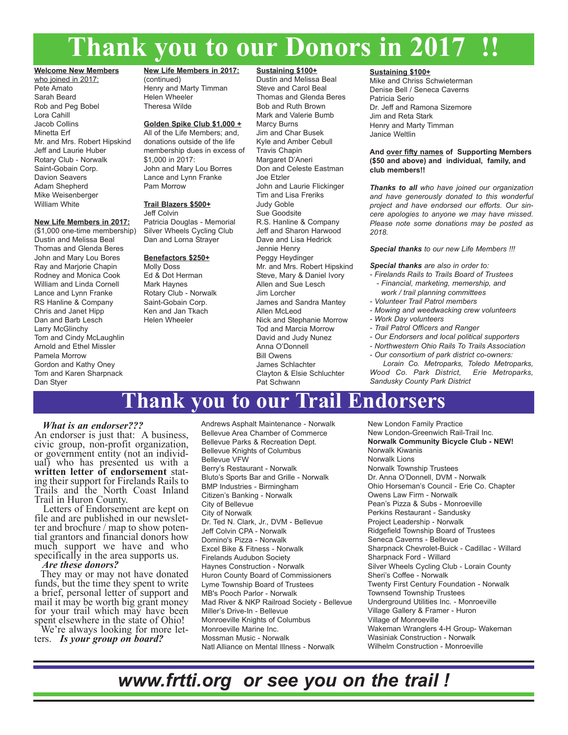# Thank you to our Donors in 2017 !!

**Welcome New Members**
who joined in 2017:
Pete Amato
Sarah Beard
Rob and Peg Bobel
Lora Cahill
Jacob Collins
Minetta Erf
Mr. and Mrs. Robert Hipskind
Jeff and Laurie Huber
Rotary Club - Norwalk
Saint-Gobain Corp.
Davion Seavers
Adam Shepherd
Mike Weisenberger
William White

**New Life Members in 2017:**
($1,000 one-time membership)
Dustin and Melissa Beal
Thomas and Glenda Beres
John and Mary Lou Bores
Ray and Marjorie Chapin
Rodney and Monica Cook
William and Linda Cornell
Lance and Lynn Franke
RS Hanline & Company
Chris and Janet Hipp
Dan and Barb Lesch
Larry McGlinchy
Tom and Cindy McLaughlin
Arnold and Ethel Missler
Pamela Morrow
Gordon and Kathy Oney
Tom and Karen Sharpnack
Dan Styer

**New Life Members in 2017:**
(continued)
Henry and Marty Timman
Helen Wheeler
Theresa Wilde

**Golden Spike Club $1,000 +**
All of the Life Members; and, donations outside of the life membership dues in excess of $1,000 in 2017:
John and Mary Lou Borres
Lance and Lynn Franke
Pam Morrow

**Trail Blazers $500+**
Jeff Colvin
Patricia Douglas - Memorial
Silver Wheels Cycling Club
Dan and Lorna Strayer

**Benefactors $250+**
Molly Doss
Ed & Dot Herman
Mark Haynes
Rotary Club - Norwalk
Saint-Gobain Corp.
Ken and Jan Tkach
Helen Wheeler

**Sustaining $100+**
Dustin and Melissa Beal
Steve and Carol Beal
Thomas and Glenda Beres
Bob and Ruth Brown
Mark and Valerie Bumb
Marcy Burns
Jim and Char Busek
Kyle and Amber Cebull
Travis Chapin
Margaret D'Aneri
Don and Celeste Eastman
Joe Etzler
John and Laurie Flickinger
Tim and Lisa Freriks
Judy Goble
Sue Goodsite
R.S. Hanline & Company
Jeff and Sharon Harwood
Dave and Lisa Hedrick
Jennie Henry
Peggy Heydinger
Mr. and Mrs. Robert Hipskind
Steve, Mary & Daniel Ivory
Allen and Sue Lesch
Jim Lorcher
James and Sandra Mantey
Allen McLeod
Nick and Stephanie Morrow
Tod and Marcia Morrow
David and Judy Nunez
Anna O'Donnell
Bill Owens
James Schlachter
Clayton & Elsie Schluchter
Pat Schwann

**Sustaining $100+**
Mike and Chriss Schwieterman
Denise Bell / Seneca Caverns
Patricia Serio
Dr. Jeff and Ramona Sizemore
Jim and Reta Stark
Henry and Marty Timman
Janice Weltlin

**And over fifty names of Supporting Members ($50 and above) and individual, family, and club members!!**

***Thanks to all*** *who have joined our organization and have generously donated to this wonderful project and have endorsed our efforts. Our sincere apologies to anyone we may have missed. Please note some donations may be posted as 2018.*

***Special thanks*** *to our new Life Members !!!*

***Special thanks*** *are also in order to:*
- *Firelands Rails to Trails Board of Trustees*
  - *Financial, marketing, memership, and work / trail planning committees*
- *Volunteer Trail Patrol members*
- *Mowing and weedwacking crew volunteers*
- *Work Day volunteers*
- *Trail Patrol Officers and Ranger*
- *Our Endorsers and local political supporters*
- *Northwestern Ohio Rails To Trails Association*
- *Our consortium of park district co-owners: Lorain Co. Metroparks, Toledo Metroparks, Wood Co. Park District, Erie Metroparks, Sandusky County Park District*

# Thank you to our Trail Endorsers

***What is an endorser???***

An endorser is just that: A business, civic group, non-profit organization, or government entity (not an individual) who has presented us with a **written letter of endorsement** stating their support for Firelands Rails to Trails and the North Coast Inland Trail in Huron County.

Letters of Endorsement are kept on file and are published in our newsletter and brochure / map to show potential grantors and financial donors how much support we have and who specifically in the area supports us.

***Are these donors?***

They may or may not have donated funds, but the time they spent to write a brief, personal letter of support and mail it may be worth big grant money for your trail which may have been spent elsewhere in the state of Ohio!

We're always looking for more letters. ***Is your group on board?***

Andrews Asphalt Maintenance - Norwalk
Bellevue Area Chamber of Commerce
Bellevue Parks & Recreation Dept.
Bellevue Knights of Columbus
Bellevue VFW
Berry's Restaurant - Norwalk
Bluto's Sports Bar and Grille - Norwalk
BMP Industries - Birmingham
Citizen's Banking - Norwalk
City of Bellevue
City of Norwalk
Dr. Ted N. Clark, Jr., DVM - Bellevue
Jeff Colvin CPA - Norwalk
Domino's Pizza - Norwalk
Excel Bike & Fitness - Norwalk
Firelands Audubon Society
Haynes Construction - Norwalk
Huron County Board of Commissioners
Lyme Township Board of Trustees
MB's Pooch Parlor - Norwalk
Mad River & NKP Railroad Society - Bellevue
Miller's Drive-In - Bellevue
Monroeville Knights of Columbus
Monroeville Marine Inc.
Mossman Music - Norwalk
Natl Alliance on Mental Illness - Norwalk
New London Family Practice
New London-Greenwich Rail-Trail Inc.
**Norwalk Community Bicycle Club - NEW!**
Norwalk Kiwanis
Norwalk Lions
Norwalk Township Trustees
Dr. Anna O'Donnell, DVM - Norwalk
Ohio Horseman's Council - Erie Co. Chapter
Owens Law Firm - Norwalk
Pean's Pizza & Subs - Monroeville
Perkins Restaurant - Sandusky
Project Leadership - Norwalk
Ridgefield Township Board of Trustees
Seneca Caverns - Bellevue
Sharpnack Chevrolet-Buick - Cadillac - Willard
Sharpnack Ford - Willard
Silver Wheels Cycling Club - Lorain County
Sheri's Coffee - Norwalk
Twenty First Century Foundation - Norwalk
Townsend Township Trustees
Underground Utilities Inc. - Monroeville
Village Gallery & Framer - Huron
Village of Monroeville
Wakeman Wranglers 4-H Group- Wakeman
Wasiniak Construction - Norwalk
Wilhelm Construction - Monroeville

***www.frtti.org or see you on the trail !***